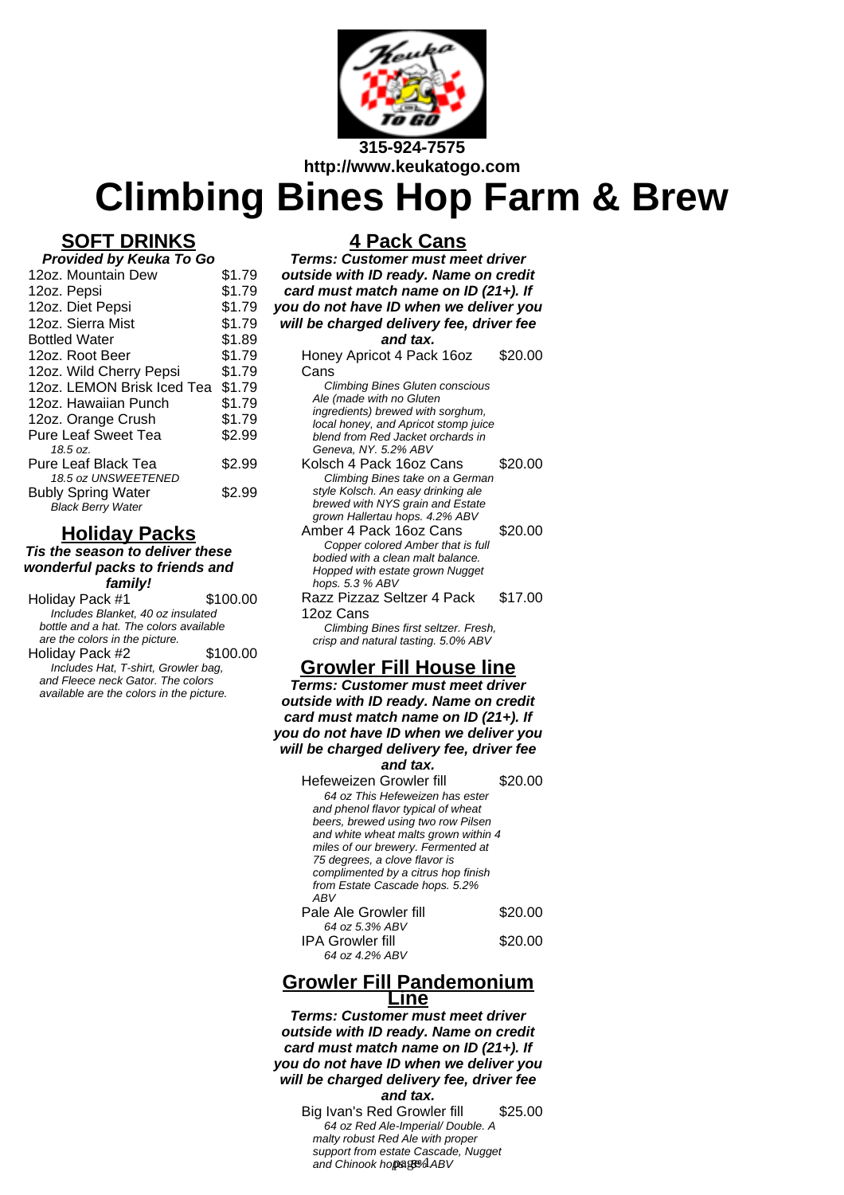315-924-7575
http://www.keukatogo.com

# Climbing Bines Hop Farm & Brew

## SOFT DRINKS

**Provided by Keuka To Go**

| Item | Price |
|---|---|
| 12oz. Mountain Dew | $1.79 |
| 12oz. Pepsi | $1.79 |
| 12oz. Diet Pepsi | $1.79 |
| 12oz. Sierra Mist | $1.79 |
| Bottled Water | $1.89 |
| 12oz. Root Beer | $1.79 |
| 12oz. Wild Cherry Pepsi | $1.79 |
| 12oz. LEMON Brisk Iced Tea | $1.79 |
| 12oz. Hawaiian Punch | $1.79 |
| 12oz. Orange Crush | $1.79 |
| Pure Leaf Sweet Tea *18.5 oz.* | $2.99 |
| Pure Leaf Black Tea *18.5 oz UNSWEETENED* | $2.99 |
| Bubly Spring Water *Black Berry Water* | $2.99 |

## Holiday Packs

**Tis the season to deliver these wonderful packs to friends and family!**

Holiday Pack #1 — $100.00
*Includes Blanket, 40 oz insulated bottle and a hat. The colors available are the colors in the picture.*

Holiday Pack #2 — $100.00
*Includes Hat, T-shirt, Growler bag, and Fleece neck Gator. The colors available are the colors in the picture.*

## 4 Pack Cans

**Terms: Customer must meet driver outside with ID ready. Name on credit card must match name on ID (21+). If you do not have ID when we deliver you will be charged delivery fee, driver fee and tax.**

Honey Apricot 4 Pack 16oz Cans — $20.00
*Climbing Bines Gluten conscious Ale (made with no Gluten ingredients) brewed with sorghum, local honey, and Apricot stomp juice blend from Red Jacket orchards in Geneva, NY. 5.2% ABV*

Kolsch 4 Pack 16oz Cans — $20.00
*Climbing Bines take on a German style Kolsch. An easy drinking ale brewed with NYS grain and Estate grown Hallertau hops. 4.2% ABV*

Amber 4 Pack 16oz Cans — $20.00
*Copper colored Amber that is full bodied with a clean malt balance. Hopped with estate grown Nugget hops. 5.3 % ABV*

Razz Pizzaz Seltzer 4 Pack 12oz Cans — $17.00
*Climbing Bines first seltzer. Fresh, crisp and natural tasting. 5.0% ABV*

## Growler Fill House line

**Terms: Customer must meet driver outside with ID ready. Name on credit card must match name on ID (21+). If you do not have ID when we deliver you will be charged delivery fee, driver fee and tax.**

Hefeweizen Growler fill — $20.00
*64 oz This Hefeweizen has ester and phenol flavor typical of wheat beers, brewed using two row Pilsen and white wheat malts grown within 4 miles of our brewery. Fermented at 75 degrees, a clove flavor is complimented by a citrus hop finish from Estate Cascade hops. 5.2% ABV*

Pale Ale Growler fill — $20.00
*64 oz 5.3% ABV*

IPA Growler fill — $20.00
*64 oz 4.2% ABV*

## Growler Fill Pandemonium Line

**Terms: Customer must meet driver outside with ID ready. Name on credit card must match name on ID (21+). If you do not have ID when we deliver you will be charged delivery fee, driver fee and tax.**

Big Ivan's Red Growler fill — $25.00
*64 oz Red Ale-Imperial/ Double. A malty robust Red Ale with proper support from estate Cascade, Nugget and Chinook hops. 8% ABV*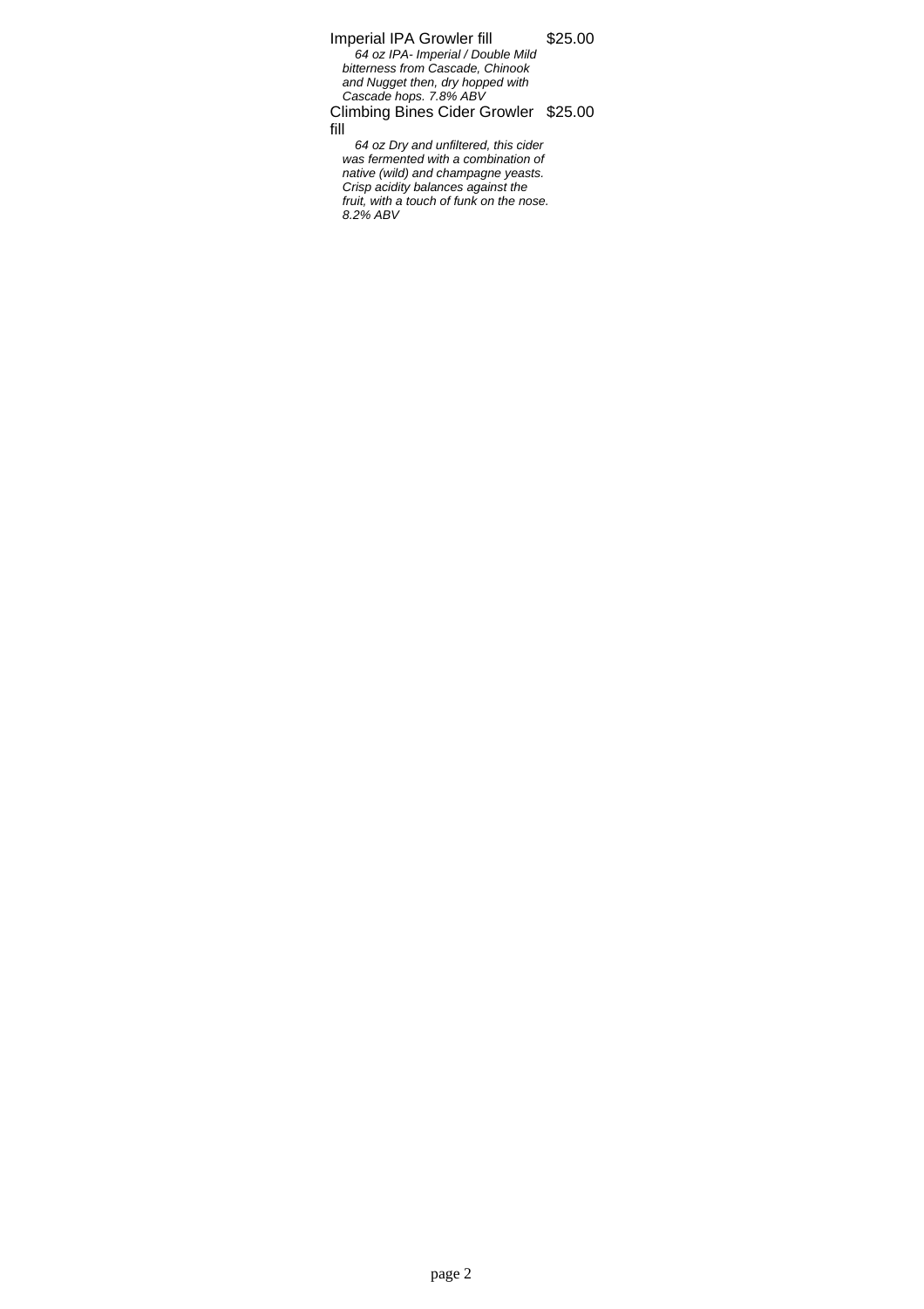Imperial IPA Growler fill $25.00

*64 oz IPA- Imperial / Double Mild bitterness from Cascade, Chinook and Nugget then, dry hopped with Cascade hops. 7.8% ABV*

Climbing Bines Cider Growler fill $25.00

*64 oz Dry and unfiltered, this cider was fermented with a combination of native (wild) and champagne yeasts. Crisp acidity balances against the fruit, with a touch of funk on the nose. 8.2% ABV*